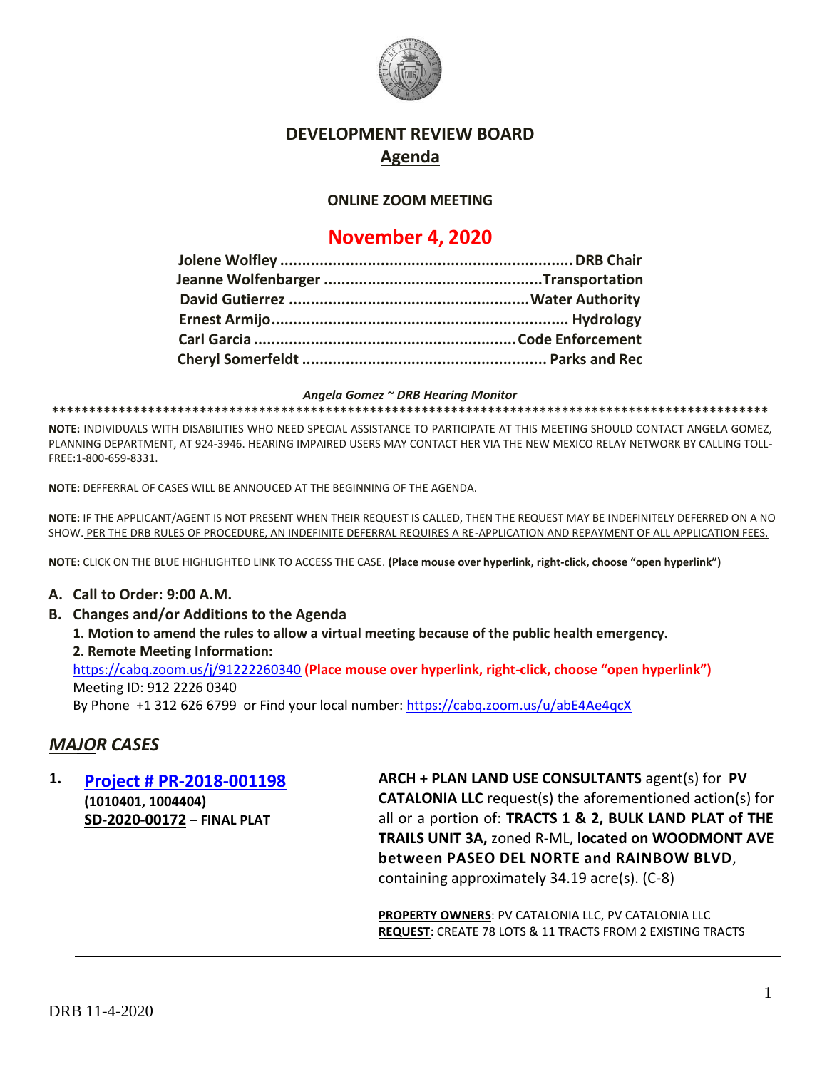# DEVELOPMENT REVIEW BOARD

## Agenda

**ONLINE ZOOM MEETING**

## November 4, 2020

**Jolene Wolfley ................................................................. DRB Chair**
**Jeanne Wolfenbarger ................................................Transportation**
**David Gutierrez ....................................................Water Authority**
**Ernest Armijo................................................................. Hydrology**
**Carl Garcia .........................................................Code Enforcement**
**Cheryl Somerfeldt ...................................................... Parks and Rec**

***Angela Gomez ~ DRB Hearing Monitor***

**\*\*\*\*\*\*\*\*\*\*\*\*\*\*\*\*\*\*\*\*\*\*\*\*\*\*\*\*\*\*\*\*\*\*\*\*\*\*\*\*\*\*\*\*\*\*\*\*\*\*\*\*\*\*\*\*\*\*\*\*\*\*\*\*\*\*\*\*\*\*\*\*\*\*\*\*\*\*\*\*\*\*\*\*\*\*\*\*\*\*\*\*\*\*\*\*\*\*\*\*\***

**NOTE:** INDIVIDUALS WITH DISABILITIES WHO NEED SPECIAL ASSISTANCE TO PARTICIPATE AT THIS MEETING SHOULD CONTACT ANGELA GOMEZ, PLANNING DEPARTMENT, AT 924-3946. HEARING IMPAIRED USERS MAY CONTACT HER VIA THE NEW MEXICO RELAY NETWORK BY CALLING TOLL-FREE:1-800-659-8331.

**NOTE:** DEFFERRAL OF CASES WILL BE ANNOUCED AT THE BEGINNING OF THE AGENDA.

**NOTE:** IF THE APPLICANT/AGENT IS NOT PRESENT WHEN THEIR REQUEST IS CALLED, THEN THE REQUEST MAY BE INDEFINITELY DEFERRED ON A NO SHOW. PER THE DRB RULES OF PROCEDURE, AN INDEFINITE DEFERRAL REQUIRES A RE-APPLICATION AND REPAYMENT OF ALL APPLICATION FEES.

**NOTE:** CLICK ON THE BLUE HIGHLIGHTED LINK TO ACCESS THE CASE. **(Place mouse over hyperlink, right-click, choose "open hyperlink")**

**A. Call to Order: 9:00 A.M.**

**B. Changes and/or Additions to the Agenda**

**1. Motion to amend the rules to allow a virtual meeting because of the public health emergency.**

**2. Remote Meeting Information:**

https://cabq.zoom.us/j/91222260340 **(Place mouse over hyperlink, right-click, choose "open hyperlink")**

Meeting ID: 912 2226 0340

By Phone +1 312 626 6799 or Find your local number: https://cabq.zoom.us/u/abE4Ae4qcX

## *MAJOR CASES*

**1. Project # PR-2018-001198**
**(1010401, 1004404)**
**SD-2020-00172 – FINAL PLAT**

**ARCH + PLAN LAND USE CONSULTANTS** agent(s) for **PV CATALONIA LLC** request(s) the aforementioned action(s) for all or a portion of: **TRACTS 1 & 2, BULK LAND PLAT of THE TRAILS UNIT 3A,** zoned R-ML, **located on WOODMONT AVE between PASEO DEL NORTE and RAINBOW BLVD**, containing approximately 34.19 acre(s). (C-8)

**PROPERTY OWNERS**: PV CATALONIA LLC, PV CATALONIA LLC

**REQUEST**: CREATE 78 LOTS & 11 TRACTS FROM 2 EXISTING TRACTS

DRB 11-4-2020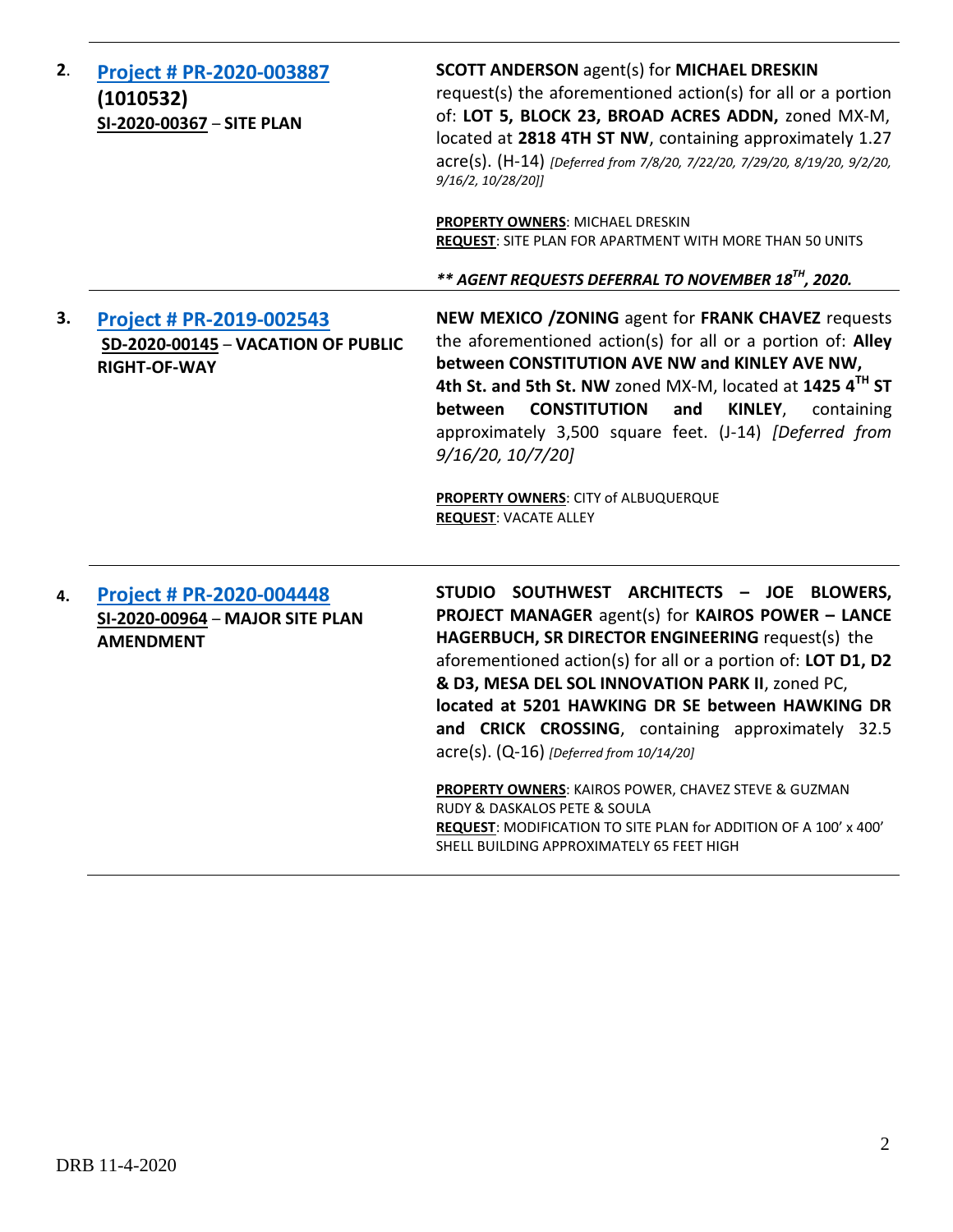| | | |
|---|---|---|
| **2.** | **Project # PR-2020-003887** **(1010532)** **SI-2020-00367 – SITE PLAN** | **SCOTT ANDERSON** agent(s) for **MICHAEL DRESKIN** request(s) the aforementioned action(s) for all or a portion of: **LOT 5, BLOCK 23, BROAD ACRES ADDN,** zoned MX-M, located at **2818 4TH ST NW**, containing approximately 1.27 acre(s). (H-14) *[Deferred from 7/8/20, 7/22/20, 7/29/20, 8/19/20, 9/2/20, 9/16/2, 10/28/20]]*<br><br>**PROPERTY OWNERS**: MICHAEL DRESKIN<br>**REQUEST**: SITE PLAN FOR APARTMENT WITH MORE THAN 50 UNITS<br><br>***\*\* AGENT REQUESTS DEFERRAL TO NOVEMBER 18TH, 2020.*** |
| **3.** | **Project # PR-2019-002543** **SD-2020-00145 – VACATION OF PUBLIC RIGHT-OF-WAY** | **NEW MEXICO /ZONING** agent for **FRANK CHAVEZ** requests the aforementioned action(s) for all or a portion of: **Alley between CONSTITUTION AVE NW and KINLEY AVE NW, 4th St. and 5th St. NW** zoned MX-M, located at **1425 4TH ST between CONSTITUTION and KINLEY**, containing approximately 3,500 square feet. (J-14) *[Deferred from 9/16/20, 10/7/20]*<br><br>**PROPERTY OWNERS**: CITY of ALBUQUERQUE<br>**REQUEST**: VACATE ALLEY |
| **4.** | **Project # PR-2020-004448** **SI-2020-00964 – MAJOR SITE PLAN AMENDMENT** | **STUDIO SOUTHWEST ARCHITECTS – JOE BLOWERS, PROJECT MANAGER** agent(s) for **KAIROS POWER – LANCE HAGERBUCH, SR DIRECTOR ENGINEERING** request(s) the aforementioned action(s) for all or a portion of: **LOT D1, D2 & D3, MESA DEL SOL INNOVATION PARK II**, zoned PC, **located at 5201 HAWKING DR SE between HAWKING DR and CRICK CROSSING**, containing approximately 32.5 acre(s). (Q-16) *[Deferred from 10/14/20]*<br><br>**PROPERTY OWNERS**: KAIROS POWER, CHAVEZ STEVE & GUZMAN RUDY & DASKALOS PETE & SOULA<br>**REQUEST**: MODIFICATION TO SITE PLAN for ADDITION OF A 100' x 400' SHELL BUILDING APPROXIMATELY 65 FEET HIGH |

DRB 11-4-2020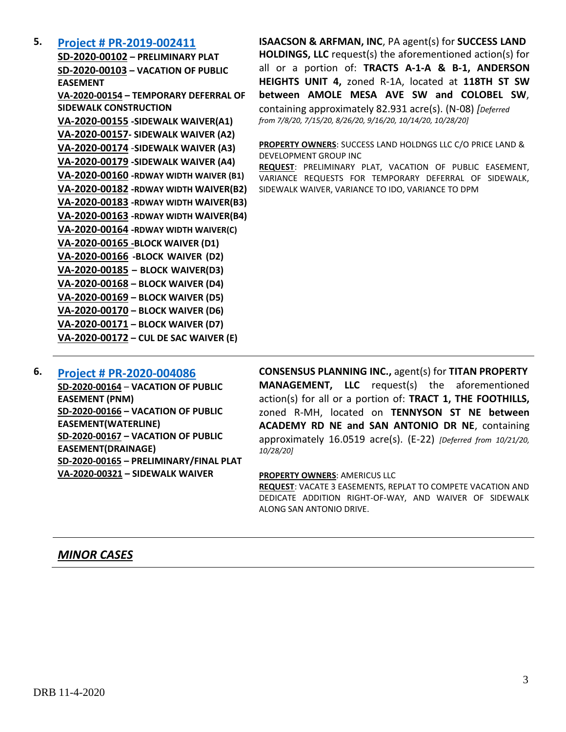5. **[Project # PR-2019-002411](#)**

**SD-2020-00102 – PRELIMINARY PLAT**
**SD-2020-00103 – VACATION OF PUBLIC EASEMENT**
**VA-2020-00154 – TEMPORARY DEFERRAL OF SIDEWALK CONSTRUCTION**
**VA-2020-00155 -SIDEWALK WAIVER(A1)**
**VA-2020-00157- SIDEWALK WAIVER (A2)**
**VA-2020-00174 -SIDEWALK WAIVER (A3)**
**VA-2020-00179 -SIDEWALK WAIVER (A4)**
**VA-2020-00160 -RDWAY WIDTH WAIVER (B1)**
**VA-2020-00182 -RDWAY WIDTH WAIVER(B2)**
**VA-2020-00183 -RDWAY WIDTH WAIVER(B3)**
**VA-2020-00163 -RDWAY WIDTH WAIVER(B4)**
**VA-2020-00164 -RDWAY WIDTH WAIVER(C)**
**VA-2020-00165 -BLOCK WAIVER (D1)**
**VA-2020-00166 -BLOCK WAIVER (D2)**
**VA-2020-00185 – BLOCK WAIVER(D3)**
**VA-2020-00168 – BLOCK WAIVER (D4)**
**VA-2020-00169 – BLOCK WAIVER (D5)**
**VA-2020-00170 – BLOCK WAIVER (D6)**
**VA-2020-00171 – BLOCK WAIVER (D7)**
**VA-2020-00172 – CUL DE SAC WAIVER (E)**

**ISAACSON & ARFMAN, INC**, PA agent(s) for **SUCCESS LAND HOLDINGS, LLC** request(s) the aforementioned action(s) for all or a portion of: **TRACTS A-1-A & B-1, ANDERSON HEIGHTS UNIT 4,** zoned R-1A, located at **118TH ST SW between AMOLE MESA AVE SW and COLOBEL SW**, containing approximately 82.931 acre(s). (N-08) *[Deferred from 7/8/20, 7/15/20, 8/26/20, 9/16/20, 10/14/20, 10/28/20]*

**PROPERTY OWNERS**: SUCCESS LAND HOLDNGS LLC C/O PRICE LAND & DEVELOPMENT GROUP INC

**REQUEST**: PRELIMINARY PLAT, VACATION OF PUBLIC EASEMENT, VARIANCE REQUESTS FOR TEMPORARY DEFERRAL OF SIDEWALK, SIDEWALK WAIVER, VARIANCE TO IDO, VARIANCE TO DPM

---

6. **[Project # PR-2020-004086](#)**

**SD-2020-00164 – VACATION OF PUBLIC EASEMENT (PNM)**
**SD-2020-00166 – VACATION OF PUBLIC EASEMENT(WATERLINE)**
**SD-2020-00167 – VACATION OF PUBLIC EASEMENT(DRAINAGE)**
**SD-2020-00165 – PRELIMINARY/FINAL PLAT**
**VA-2020-00321 – SIDEWALK WAIVER**

**CONSENSUS PLANNING INC.,** agent(s) for **TITAN PROPERTY MANAGEMENT, LLC** request(s) the aforementioned action(s) for all or a portion of: **TRACT 1, THE FOOTHILLS,** zoned R-MH, located on **TENNYSON ST NE between ACADEMY RD NE and SAN ANTONIO DR NE**, containing approximately 16.0519 acre(s). (E-22) *[Deferred from 10/21/20, 10/28/20]*

**PROPERTY OWNERS**: AMERICUS LLC

**REQUEST**: VACATE 3 EASEMENTS, REPLAT TO COMPETE VACATION AND DEDICATE ADDITION RIGHT-OF-WAY, AND WAIVER OF SIDEWALK ALONG SAN ANTONIO DRIVE.

---

## ***MINOR CASES***

---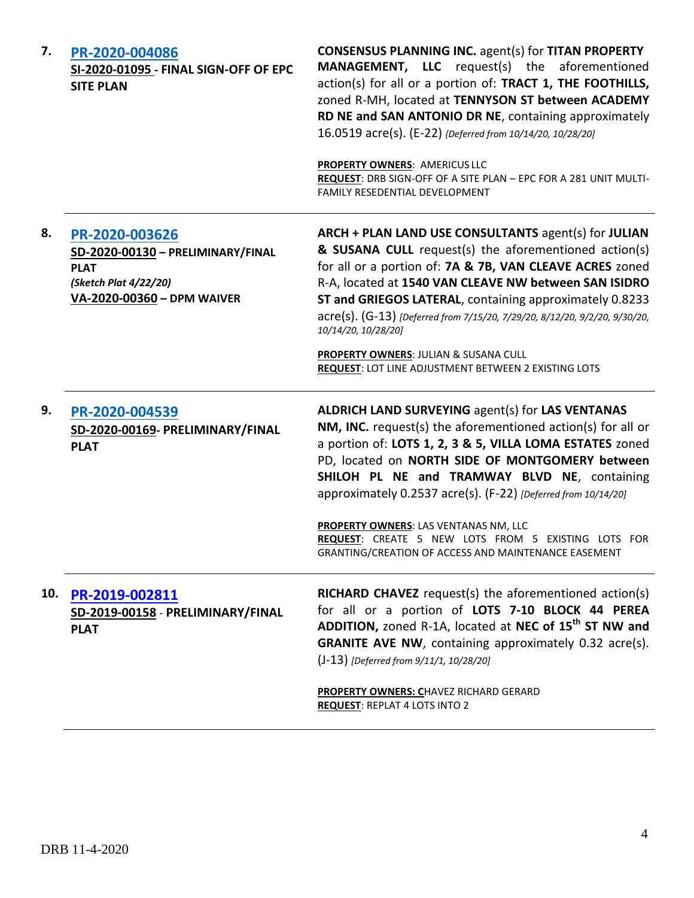| | | |
|---|---|---|
| **7.** | **PR-2020-004086**<br>**SI-2020-01095 - FINAL SIGN-OFF OF EPC SITE PLAN** | **CONSENSUS PLANNING INC.** agent(s) for **TITAN PROPERTY MANAGEMENT, LLC** request(s) the aforementioned action(s) for all or a portion of: **TRACT 1, THE FOOTHILLS,** zoned R-MH, located at **TENNYSON ST between ACADEMY RD NE and SAN ANTONIO DR NE**, containing approximately 16.0519 acre(s). (E-22) *{Deferred from 10/14/20, 10/28/20]*<br><br>**PROPERTY OWNERS**: AMERICUS LLC<br>**REQUEST**: DRB SIGN-OFF OF A SITE PLAN – EPC FOR A 281 UNIT MULTI-FAMILY RESEDENTIAL DEVELOPMENT |
| **8.** | **PR-2020-003626**<br>**SD-2020-00130 – PRELIMINARY/FINAL PLAT**<br>***(Sketch Plat 4/22/20)***<br>**VA-2020-00360 – DPM WAIVER** | **ARCH + PLAN LAND USE CONSULTANTS** agent(s) for **JULIAN & SUSANA CULL** request(s) the aforementioned action(s) for all or a portion of: **7A & 7B, VAN CLEAVE ACRES** zoned R-A, located at **1540 VAN CLEAVE NW between SAN ISIDRO ST and GRIEGOS LATERAL**, containing approximately 0.8233 acre(s). (G-13) *[Deferred from 7/15/20, 7/29/20, 8/12/20, 9/2/20, 9/30/20, 10/14/20, 10/28/20]*<br><br>**PROPERTY OWNERS**: JULIAN & SUSANA CULL<br>**REQUEST**: LOT LINE ADJUSTMENT BETWEEN 2 EXISTING LOTS |
| **9.** | **PR-2020-004539**<br>**SD-2020-00169- PRELIMINARY/FINAL PLAT** | **ALDRICH LAND SURVEYING** agent(s) for **LAS VENTANAS NM, INC.** request(s) the aforementioned action(s) for all or a portion of: **LOTS 1, 2, 3 & 5, VILLA LOMA ESTATES** zoned PD, located on **NORTH SIDE OF MONTGOMERY between SHILOH PL NE and TRAMWAY BLVD NE**, containing approximately 0.2537 acre(s). (F-22) *[Deferred from 10/14/20]*<br><br>**PROPERTY OWNERS**: LAS VENTANAS NM, LLC<br>**REQUEST**: CREATE 5 NEW LOTS FROM 5 EXISTING LOTS FOR GRANTING/CREATION OF ACCESS AND MAINTENANCE EASEMENT |
| **10.** | **PR-2019-002811**<br>**SD-2019-00158 - PRELIMINARY/FINAL PLAT** | **RICHARD CHAVEZ** request(s) the aforementioned action(s) for all or a portion of **LOTS 7-10 BLOCK 44 PEREA ADDITION,** zoned R-1A, located at **NEC of 15th ST NW and GRANITE AVE NW**, containing approximately 0.32 acre(s). (J-13) *[Deferred from 9/11/1, 10/28/20]*<br><br>**PROPERTY OWNERS: C**HAVEZ RICHARD GERARD<br>**REQUEST**: REPLAT 4 LOTS INTO 2 |

DRB 11-4-2020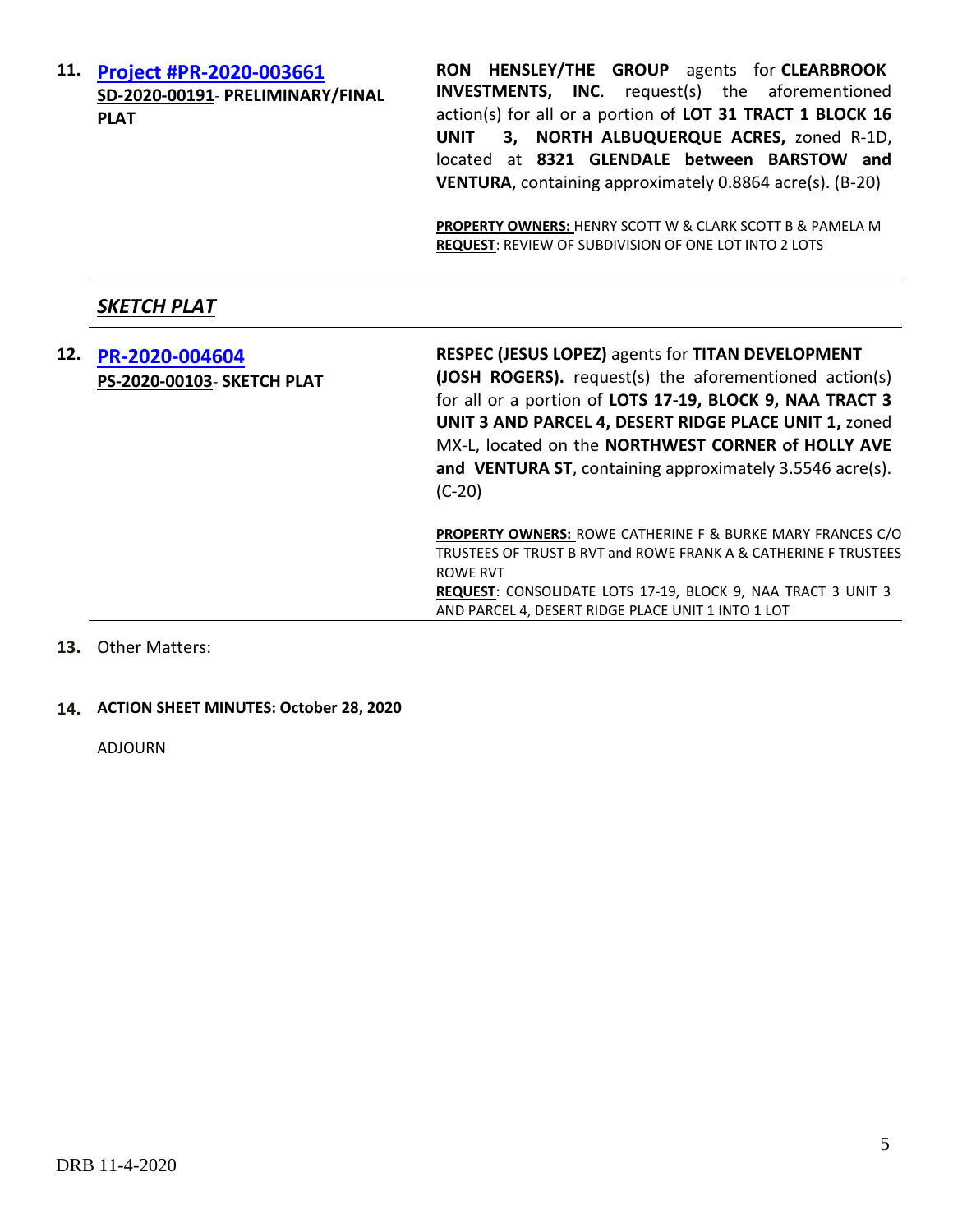**11. Project #PR-2020-003661**
**SD-2020-00191- PRELIMINARY/FINAL PLAT**

**RON HENSLEY/THE GROUP** agents for **CLEARBROOK INVESTMENTS, INC**. request(s) the aforementioned action(s) for all or a portion of **LOT 31 TRACT 1 BLOCK 16 UNIT 3, NORTH ALBUQUERQUE ACRES,** zoned R-1D, located at **8321 GLENDALE between BARSTOW and VENTURA**, containing approximately 0.8864 acre(s). (B-20)

**PROPERTY OWNERS:** HENRY SCOTT W & CLARK SCOTT B & PAMELA M
**REQUEST**: REVIEW OF SUBDIVISION OF ONE LOT INTO 2 LOTS

---

## ***SKETCH PLAT***

---

**12. PR-2020-004604**
**PS-2020-00103- SKETCH PLAT**

**RESPEC (JESUS LOPEZ)** agents for **TITAN DEVELOPMENT (JOSH ROGERS).** request(s) the aforementioned action(s) for all or a portion of **LOTS 17-19, BLOCK 9, NAA TRACT 3 UNIT 3 AND PARCEL 4, DESERT RIDGE PLACE UNIT 1,** zoned MX-L, located on the **NORTHWEST CORNER of HOLLY AVE and VENTURA ST**, containing approximately 3.5546 acre(s). (C-20)

**PROPERTY OWNERS:** ROWE CATHERINE F & BURKE MARY FRANCES C/O TRUSTEES OF TRUST B RVT and ROWE FRANK A & CATHERINE F TRUSTEES ROWE RVT
**REQUEST**: CONSOLIDATE LOTS 17-19, BLOCK 9, NAA TRACT 3 UNIT 3 AND PARCEL 4, DESERT RIDGE PLACE UNIT 1 INTO 1 LOT

---

**13.** Other Matters:

**14. ACTION SHEET MINUTES: October 28, 2020**

ADJOURN

DRB 11-4-2020